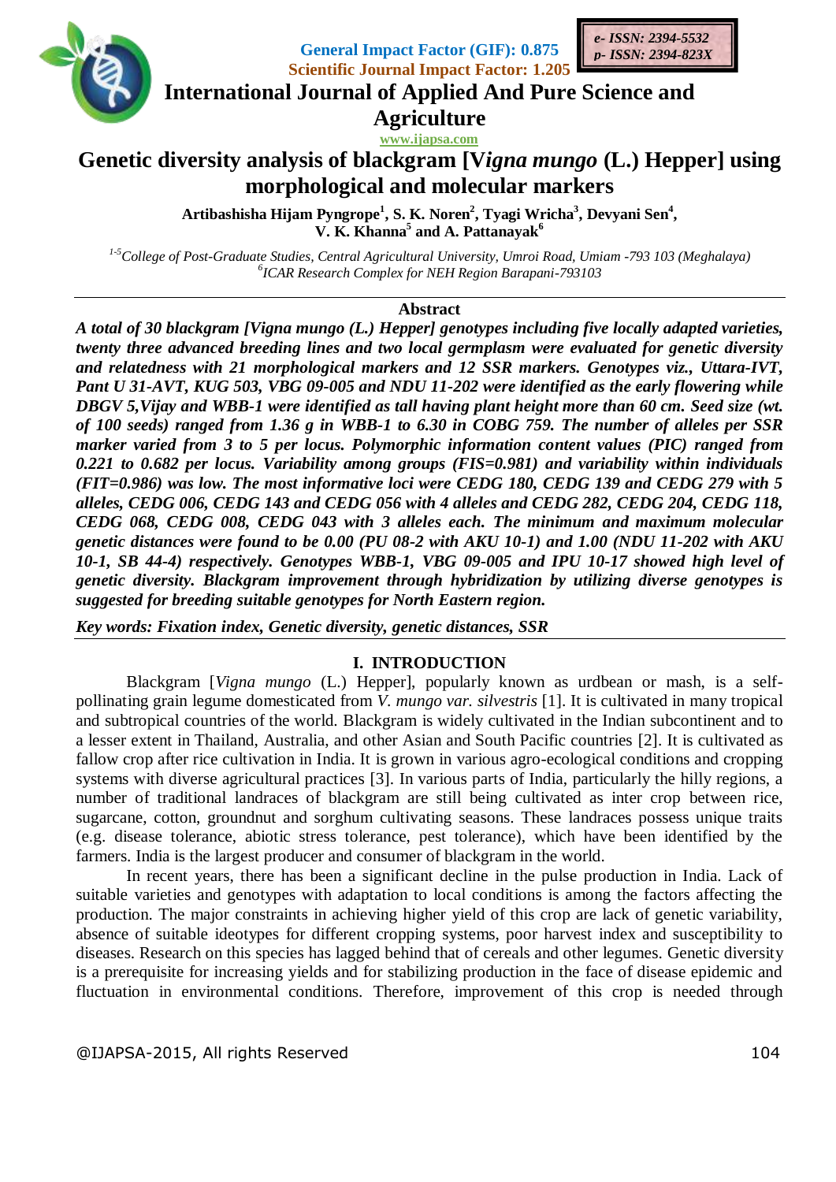General Impact Factor (GIF): 0.875
Scientific Journal Impact Factor: 1.205

e- ISSN: 2394-5532
p- ISSN: 2394-823X

International Journal of Applied And Pure Science and Agriculture

www.ijapsa.com

# Genetic diversity analysis of blackgram [*Vigna mungo* (L.) Hepper] using morphological and molecular markers

**Artibashisha Hijam Pyngrope[1], S. K. Noren[2], Tyagi Wricha[3], Devyani Sen[4], V. K. Khanna[5] and A. Pattanayak[6]**

*[1-5]College of Post-Graduate Studies, Central Agricultural University, Umroi Road, Umiam -793 103 (Meghalaya)*
*[6]ICAR Research Complex for NEH Region Barapani-793103*

## Abstract

***A total of 30 blackgram [Vigna mungo (L.) Hepper] genotypes including five locally adapted varieties, twenty three advanced breeding lines and two local germplasm were evaluated for genetic diversity and relatedness with 21 morphological markers and 12 SSR markers. Genotypes viz., Uttara-IVT, Pant U 31-AVT, KUG 503, VBG 09-005 and NDU 11-202 were identified as the early flowering while DBGV 5,Vijay and WBB-1 were identified as tall having plant height more than 60 cm. Seed size (wt. of 100 seeds) ranged from 1.36 g in WBB-1 to 6.30 in COBG 759. The number of alleles per SSR marker varied from 3 to 5 per locus. Polymorphic information content values (PIC) ranged from 0.221 to 0.682 per locus. Variability among groups (FIS=0.981) and variability within individuals (FIT=0.986) was low. The most informative loci were CEDG 180, CEDG 139 and CEDG 279 with 5 alleles, CEDG 006, CEDG 143 and CEDG 056 with 4 alleles and CEDG 282, CEDG 204, CEDG 118, CEDG 068, CEDG 008, CEDG 043 with 3 alleles each. The minimum and maximum molecular genetic distances were found to be 0.00 (PU 08-2 with AKU 10-1) and 1.00 (NDU 11-202 with AKU 10-1, SB 44-4) respectively. Genotypes WBB-1, VBG 09-005 and IPU 10-17 showed high level of genetic diversity. Blackgram improvement through hybridization by utilizing diverse genotypes is suggested for breeding suitable genotypes for North Eastern region.***

***Key words: Fixation index, Genetic diversity, genetic distances, SSR***

## I. INTRODUCTION

Blackgram [*Vigna mungo* (L.) Hepper], popularly known as urdbean or mash, is a self-pollinating grain legume domesticated from *V. mungo var. silvestris* [1]. It is cultivated in many tropical and subtropical countries of the world. Blackgram is widely cultivated in the Indian subcontinent and to a lesser extent in Thailand, Australia, and other Asian and South Pacific countries [2]. It is cultivated as fallow crop after rice cultivation in India. It is grown in various agro-ecological conditions and cropping systems with diverse agricultural practices [3]. In various parts of India, particularly the hilly regions, a number of traditional landraces of blackgram are still being cultivated as inter crop between rice, sugarcane, cotton, groundnut and sorghum cultivating seasons. These landraces possess unique traits (e.g. disease tolerance, abiotic stress tolerance, pest tolerance), which have been identified by the farmers. India is the largest producer and consumer of blackgram in the world.

In recent years, there has been a significant decline in the pulse production in India. Lack of suitable varieties and genotypes with adaptation to local conditions is among the factors affecting the production. The major constraints in achieving higher yield of this crop are lack of genetic variability, absence of suitable ideotypes for different cropping systems, poor harvest index and susceptibility to diseases. Research on this species has lagged behind that of cereals and other legumes. Genetic diversity is a prerequisite for increasing yields and for stabilizing production in the face of disease epidemic and fluctuation in environmental conditions. Therefore, improvement of this crop is needed through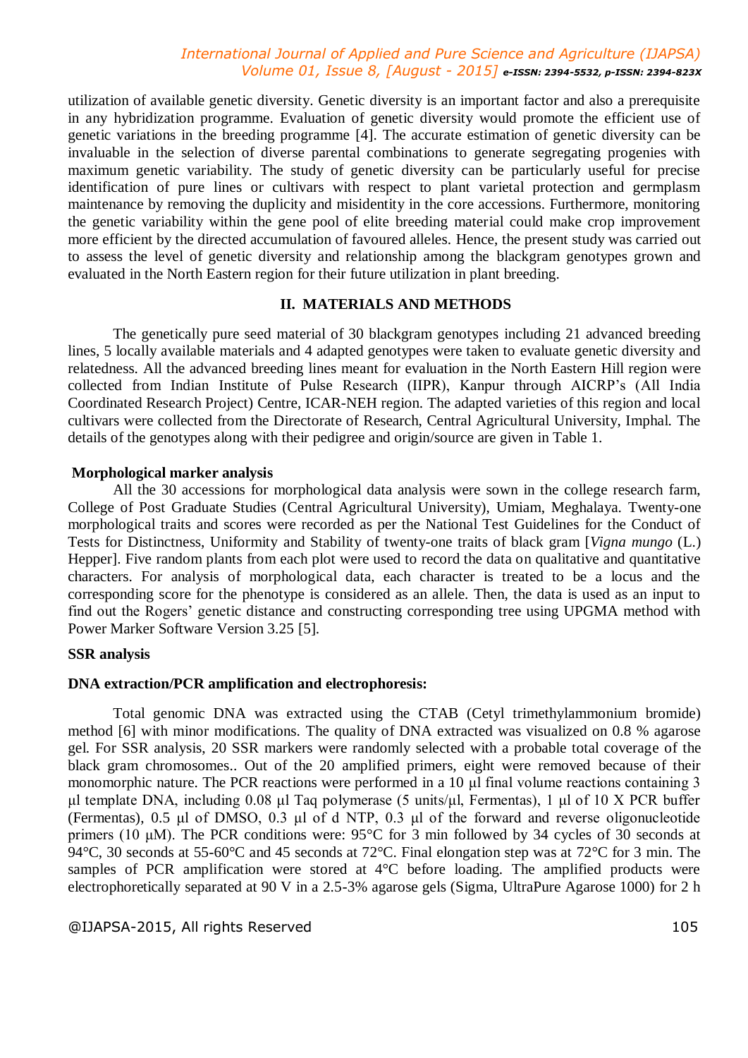utilization of available genetic diversity. Genetic diversity is an important factor and also a prerequisite in any hybridization programme. Evaluation of genetic diversity would promote the efficient use of genetic variations in the breeding programme [4]. The accurate estimation of genetic diversity can be invaluable in the selection of diverse parental combinations to generate segregating progenies with maximum genetic variability. The study of genetic diversity can be particularly useful for precise identification of pure lines or cultivars with respect to plant varietal protection and germplasm maintenance by removing the duplicity and misidentity in the core accessions. Furthermore, monitoring the genetic variability within the gene pool of elite breeding material could make crop improvement more efficient by the directed accumulation of favoured alleles. Hence, the present study was carried out to assess the level of genetic diversity and relationship among the blackgram genotypes grown and evaluated in the North Eastern region for their future utilization in plant breeding.

## II. MATERIALS AND METHODS

The genetically pure seed material of 30 blackgram genotypes including 21 advanced breeding lines, 5 locally available materials and 4 adapted genotypes were taken to evaluate genetic diversity and relatedness. All the advanced breeding lines meant for evaluation in the North Eastern Hill region were collected from Indian Institute of Pulse Research (IIPR), Kanpur through AICRP's (All India Coordinated Research Project) Centre, ICAR-NEH region. The adapted varieties of this region and local cultivars were collected from the Directorate of Research, Central Agricultural University, Imphal. The details of the genotypes along with their pedigree and origin/source are given in Table 1.

### Morphological marker analysis

All the 30 accessions for morphological data analysis were sown in the college research farm, College of Post Graduate Studies (Central Agricultural University), Umiam, Meghalaya. Twenty-one morphological traits and scores were recorded as per the National Test Guidelines for the Conduct of Tests for Distinctness, Uniformity and Stability of twenty-one traits of black gram [*Vigna mungo* (L.) Hepper]. Five random plants from each plot were used to record the data on qualitative and quantitative characters. For analysis of morphological data, each character is treated to be a locus and the corresponding score for the phenotype is considered as an allele. Then, the data is used as an input to find out the Rogers' genetic distance and constructing corresponding tree using UPGMA method with Power Marker Software Version 3.25 [5].

### SSR analysis

### DNA extraction/PCR amplification and electrophoresis:

Total genomic DNA was extracted using the CTAB (Cetyl trimethylammonium bromide) method [6] with minor modifications. The quality of DNA extracted was visualized on 0.8 % agarose gel. For SSR analysis, 20 SSR markers were randomly selected with a probable total coverage of the black gram chromosomes.. Out of the 20 amplified primers, eight were removed because of their monomorphic nature. The PCR reactions were performed in a 10 µl final volume reactions containing 3 µl template DNA, including 0.08 µl Taq polymerase (5 units/µl, Fermentas), 1 µl of 10 X PCR buffer (Fermentas), 0.5 µl of DMSO, 0.3 µl of d NTP, 0.3 µl of the forward and reverse oligonucleotide primers (10 µM). The PCR conditions were: 95°C for 3 min followed by 34 cycles of 30 seconds at 94°C, 30 seconds at 55-60°C and 45 seconds at 72°C. Final elongation step was at 72°C for 3 min. The samples of PCR amplification were stored at 4°C before loading. The amplified products were electrophoretically separated at 90 V in a 2.5-3% agarose gels (Sigma, UltraPure Agarose 1000) for 2 h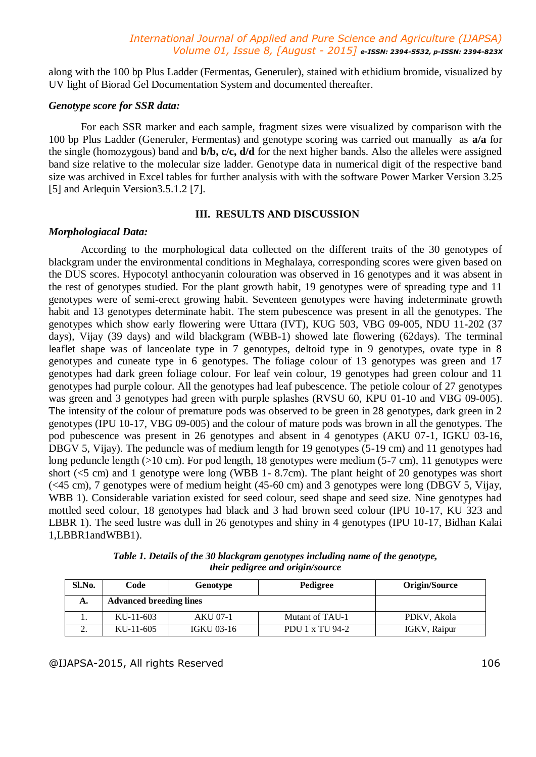along with the 100 bp Plus Ladder (Fermentas, Generuler), stained with ethidium bromide, visualized by UV light of Biorad Gel Documentation System and documented thereafter.

### *Genotype score for SSR data:*

For each SSR marker and each sample, fragment sizes were visualized by comparison with the 100 bp Plus Ladder (Generuler, Fermentas) and genotype scoring was carried out manually as **a/a** for the single (homozygous) band and **b/b, c/c, d/d** for the next higher bands. Also the alleles were assigned band size relative to the molecular size ladder. Genotype data in numerical digit of the respective band size was archived in Excel tables for further analysis with with the software Power Marker Version 3.25 [5] and Arlequin Version3.5.1.2 [7].

## III. RESULTS AND DISCUSSION

### *Morphologiacal Data:*

According to the morphological data collected on the different traits of the 30 genotypes of blackgram under the environmental conditions in Meghalaya, corresponding scores were given based on the DUS scores. Hypocotyl anthocyanin colouration was observed in 16 genotypes and it was absent in the rest of genotypes studied. For the plant growth habit, 19 genotypes were of spreading type and 11 genotypes were of semi-erect growing habit. Seventeen genotypes were having indeterminate growth habit and 13 genotypes determinate habit. The stem pubescence was present in all the genotypes. The genotypes which show early flowering were Uttara (IVT), KUG 503, VBG 09-005, NDU 11-202 (37 days), Vijay (39 days) and wild blackgram (WBB-1) showed late flowering (62days). The terminal leaflet shape was of lanceolate type in 7 genotypes, deltoid type in 9 genotypes, ovate type in 8 genotypes and cuneate type in 6 genotypes. The foliage colour of 13 genotypes was green and 17 genotypes had dark green foliage colour. For leaf vein colour, 19 genotypes had green colour and 11 genotypes had purple colour. All the genotypes had leaf pubescence. The petiole colour of 27 genotypes was green and 3 genotypes had green with purple splashes (RVSU 60, KPU 01-10 and VBG 09-005). The intensity of the colour of premature pods was observed to be green in 28 genotypes, dark green in 2 genotypes (IPU 10-17, VBG 09-005) and the colour of mature pods was brown in all the genotypes. The pod pubescence was present in 26 genotypes and absent in 4 genotypes (AKU 07-1, IGKU 03-16, DBGV 5, Vijay). The peduncle was of medium length for 19 genotypes (5-19 cm) and 11 genotypes had long peduncle length (>10 cm). For pod length, 18 genotypes were medium (5-7 cm), 11 genotypes were short (<5 cm) and 1 genotype were long (WBB 1- 8.7cm). The plant height of 20 genotypes was short (<45 cm), 7 genotypes were of medium height (45-60 cm) and 3 genotypes were long (DBGV 5, Vijay, WBB 1). Considerable variation existed for seed colour, seed shape and seed size. Nine genotypes had mottled seed colour, 18 genotypes had black and 3 had brown seed colour (IPU 10-17, KU 323 and LBBR 1). The seed lustre was dull in 26 genotypes and shiny in 4 genotypes (IPU 10-17, Bidhan Kalai 1,LBBR1andWBB1).

***Table 1. Details of the 30 blackgram genotypes including name of the genotype, their pedigree and origin/source***

| Sl.No. | Code | Genotype | Pedigree | Origin/Source |
|---|---|---|---|---|
| **A.** | **Advanced breeding lines** | | | |
| 1. | KU-11-603 | AKU 07-1 | Mutant of TAU-1 | PDKV, Akola |
| 2. | KU-11-605 | IGKU 03-16 | PDU 1 x TU 94-2 | IGKV, Raipur |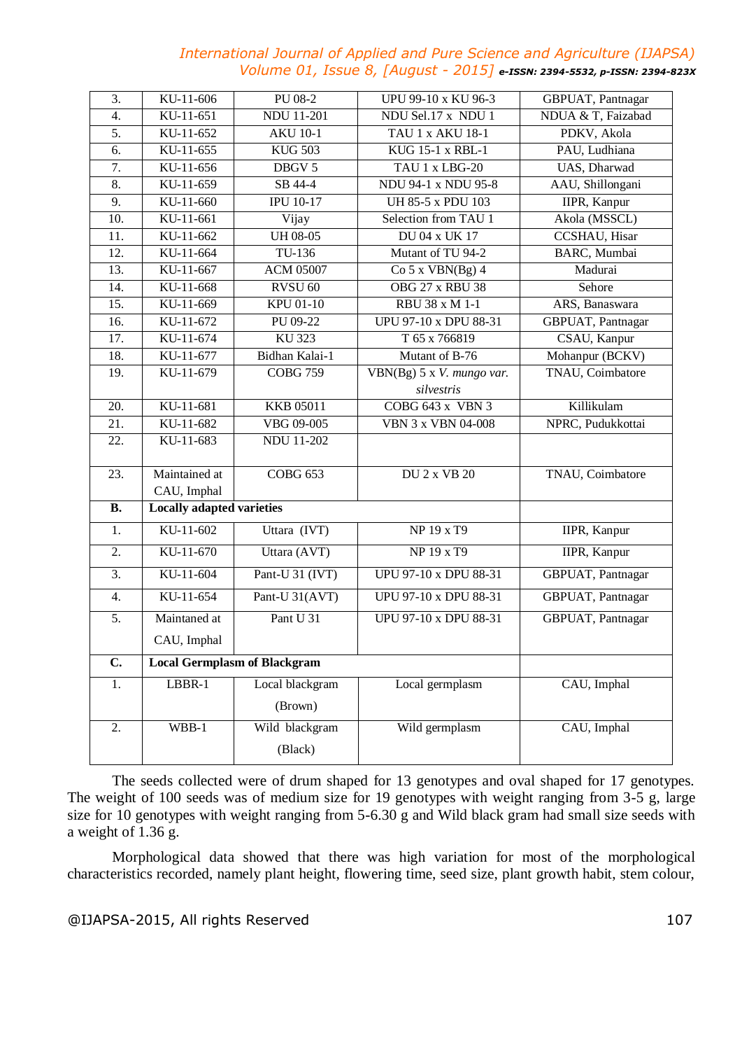| 3. | KU-11-606 | PU 08-2 | UPU 99-10 x KU 96-3 | GBPUAT, Pantnagar |
|---|---|---|---|---|
| 4. | KU-11-651 | NDU 11-201 | NDU Sel.17 x NDU 1 | NDUA & T, Faizabad |
| 5. | KU-11-652 | AKU 10-1 | TAU 1 x AKU 18-1 | PDKV, Akola |
| 6. | KU-11-655 | KUG 503 | KUG 15-1 x RBL-1 | PAU, Ludhiana |
| 7. | KU-11-656 | DBGV 5 | TAU 1 x LBG-20 | UAS, Dharwad |
| 8. | KU-11-659 | SB 44-4 | NDU 94-1 x NDU 95-8 | AAU, Shillongani |
| 9. | KU-11-660 | IPU 10-17 | UH 85-5 x PDU 103 | IIPR, Kanpur |
| 10. | KU-11-661 | Vijay | Selection from TAU 1 | Akola (MSSCL) |
| 11. | KU-11-662 | UH 08-05 | DU 04 x UK 17 | CCSHAU, Hisar |
| 12. | KU-11-664 | TU-136 | Mutant of TU 94-2 | BARC, Mumbai |
| 13. | KU-11-667 | ACM 05007 | Co 5 x VBN(Bg) 4 | Madurai |
| 14. | KU-11-668 | RVSU 60 | OBG 27 x RBU 38 | Sehore |
| 15. | KU-11-669 | KPU 01-10 | RBU 38 x M 1-1 | ARS, Banaswara |
| 16. | KU-11-672 | PU 09-22 | UPU 97-10 x DPU 88-31 | GBPUAT, Pantnagar |
| 17. | KU-11-674 | KU 323 | T 65 x 766819 | CSAU, Kanpur |
| 18. | KU-11-677 | Bidhan Kalai-1 | Mutant of B-76 | Mohanpur (BCKV) |
| 19. | KU-11-679 | COBG 759 | VBN(Bg) 5 x *V. mungo var. silvestris* | TNAU, Coimbatore |
| 20. | KU-11-681 | KKB 05011 | COBG 643 x VBN 3 | Killikulam |
| 21. | KU-11-682 | VBG 09-005 | VBN 3 x VBN 04-008 | NPRC, Pudukkottai |
| 22. | KU-11-683 | NDU 11-202 | | |
| 23. | Maintained at CAU, Imphal | COBG 653 | DU 2 x VB 20 | TNAU, Coimbatore |
| **B.** | **Locally adapted varieties** | | | |
| 1. | KU-11-602 | Uttara (IVT) | NP 19 x T9 | IIPR, Kanpur |
| 2. | KU-11-670 | Uttara (AVT) | NP 19 x T9 | IIPR, Kanpur |
| 3. | KU-11-604 | Pant-U 31 (IVT) | UPU 97-10 x DPU 88-31 | GBPUAT, Pantnagar |
| 4. | KU-11-654 | Pant-U 31(AVT) | UPU 97-10 x DPU 88-31 | GBPUAT, Pantnagar |
| 5. | Maintaned at CAU, Imphal | Pant U 31 | UPU 97-10 x DPU 88-31 | GBPUAT, Pantnagar |
| **C.** | **Local Germplasm of Blackgram** | | | |
| 1. | LBBR-1 | Local blackgram (Brown) | Local germplasm | CAU, Imphal |
| 2. | WBB-1 | Wild blackgram (Black) | Wild germplasm | CAU, Imphal |

The seeds collected were of drum shaped for 13 genotypes and oval shaped for 17 genotypes. The weight of 100 seeds was of medium size for 19 genotypes with weight ranging from 3-5 g, large size for 10 genotypes with weight ranging from 5-6.30 g and Wild black gram had small size seeds with a weight of 1.36 g.

Morphological data showed that there was high variation for most of the morphological characteristics recorded, namely plant height, flowering time, seed size, plant growth habit, stem colour,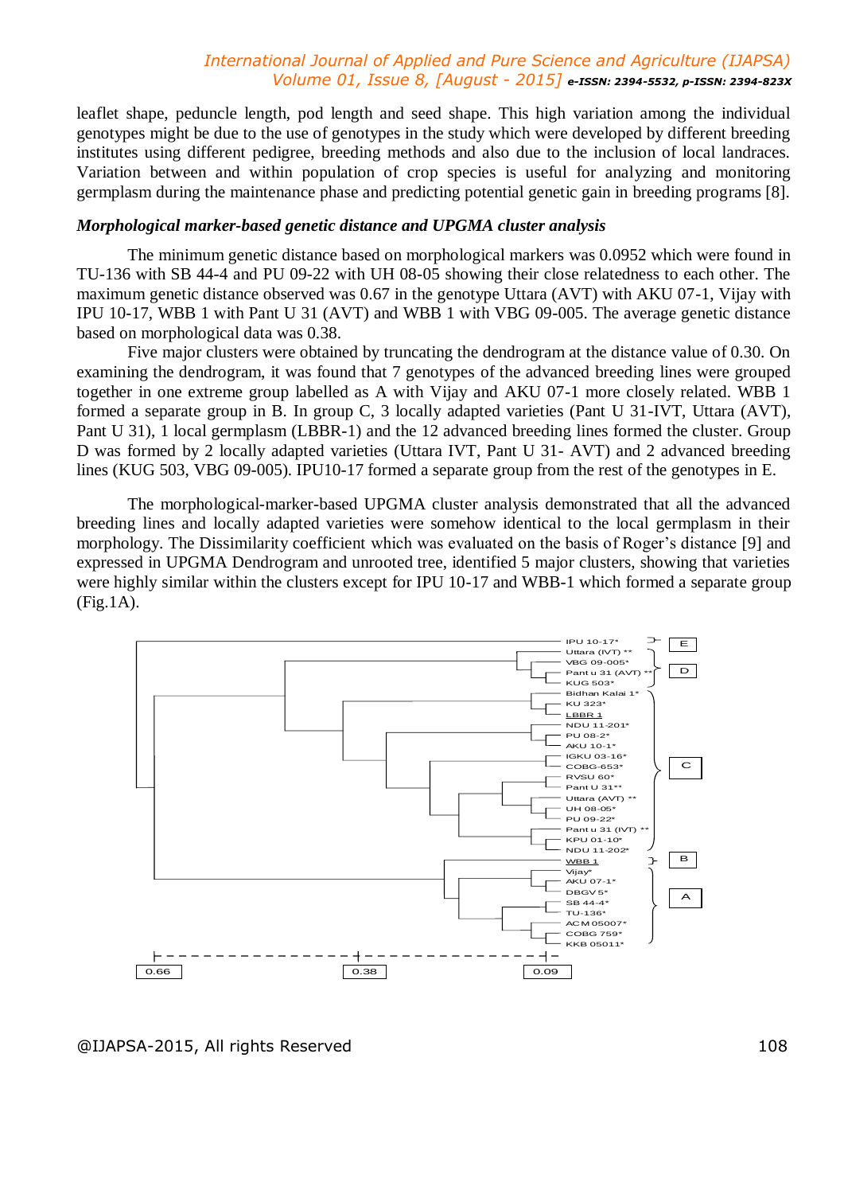leaflet shape, peduncle length, pod length and seed shape. This high variation among the individual genotypes might be due to the use of genotypes in the study which were developed by different breeding institutes using different pedigree, breeding methods and also due to the inclusion of local landraces. Variation between and within population of crop species is useful for analyzing and monitoring germplasm during the maintenance phase and predicting potential genetic gain in breeding programs [8].

### *Morphological marker-based genetic distance and UPGMA cluster analysis*

The minimum genetic distance based on morphological markers was 0.0952 which were found in TU-136 with SB 44-4 and PU 09-22 with UH 08-05 showing their close relatedness to each other. The maximum genetic distance observed was 0.67 in the genotype Uttara (AVT) with AKU 07-1, Vijay with IPU 10-17, WBB 1 with Pant U 31 (AVT) and WBB 1 with VBG 09-005. The average genetic distance based on morphological data was 0.38.

Five major clusters were obtained by truncating the dendrogram at the distance value of 0.30. On examining the dendrogram, it was found that 7 genotypes of the advanced breeding lines were grouped together in one extreme group labelled as A with Vijay and AKU 07-1 more closely related. WBB 1 formed a separate group in B. In group C, 3 locally adapted varieties (Pant U 31-IVT, Uttara (AVT), Pant U 31), 1 local germplasm (LBBR-1) and the 12 advanced breeding lines formed the cluster. Group D was formed by 2 locally adapted varieties (Uttara IVT, Pant U 31- AVT) and 2 advanced breeding lines (KUG 503, VBG 09-005). IPU10-17 formed a separate group from the rest of the genotypes in E.

The morphological-marker-based UPGMA cluster analysis demonstrated that all the advanced breeding lines and locally adapted varieties were somehow identical to the local germplasm in their morphology. The Dissimilarity coefficient which was evaluated on the basis of Roger's distance [9] and expressed in UPGMA Dendrogram and unrooted tree, identified 5 major clusters, showing that varieties were highly similar within the clusters except for IPU 10-17 and WBB-1 which formed a separate group (Fig.1A).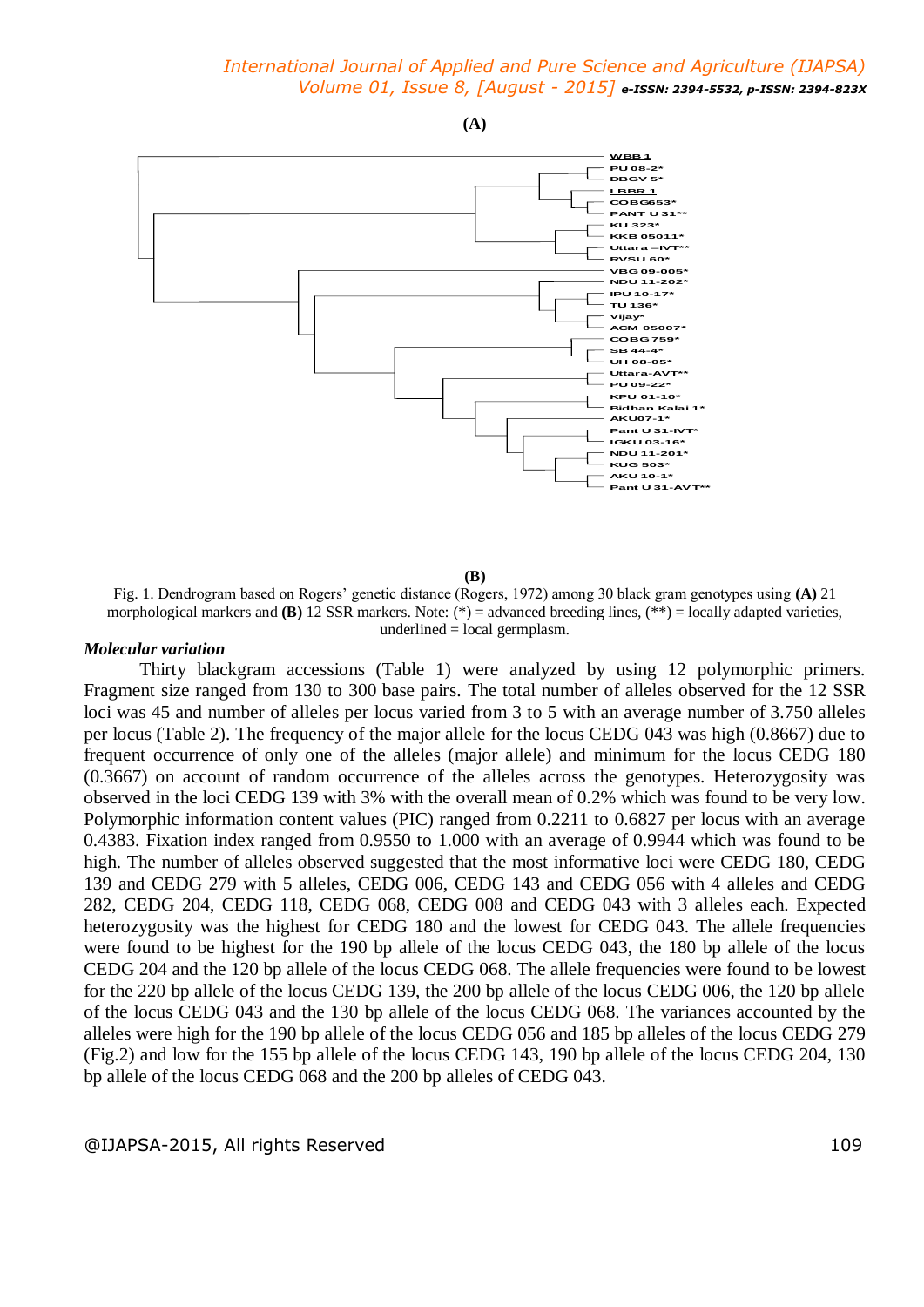(A)

(B)

Fig. 1. Dendrogram based on Rogers' genetic distance (Rogers, 1972) among 30 black gram genotypes using **(A)** 21 morphological markers and **(B)** 12 SSR markers. Note: (*) = advanced breeding lines, (**) = locally adapted varieties, underlined = local germplasm.

***Molecular variation***

Thirty blackgram accessions (Table 1) were analyzed by using 12 polymorphic primers. Fragment size ranged from 130 to 300 base pairs. The total number of alleles observed for the 12 SSR loci was 45 and number of alleles per locus varied from 3 to 5 with an average number of 3.750 alleles per locus (Table 2). The frequency of the major allele for the locus CEDG 043 was high (0.8667) due to frequent occurrence of only one of the alleles (major allele) and minimum for the locus CEDG 180 (0.3667) on account of random occurrence of the alleles across the genotypes. Heterozygosity was observed in the loci CEDG 139 with 3% with the overall mean of 0.2% which was found to be very low. Polymorphic information content values (PIC) ranged from 0.2211 to 0.6827 per locus with an average 0.4383. Fixation index ranged from 0.9550 to 1.000 with an average of 0.9944 which was found to be high. The number of alleles observed suggested that the most informative loci were CEDG 180, CEDG 139 and CEDG 279 with 5 alleles, CEDG 006, CEDG 143 and CEDG 056 with 4 alleles and CEDG 282, CEDG 204, CEDG 118, CEDG 068, CEDG 008 and CEDG 043 with 3 alleles each. Expected heterozygosity was the highest for CEDG 180 and the lowest for CEDG 043. The allele frequencies were found to be highest for the 190 bp allele of the locus CEDG 043, the 180 bp allele of the locus CEDG 204 and the 120 bp allele of the locus CEDG 068. The allele frequencies were found to be lowest for the 220 bp allele of the locus CEDG 139, the 200 bp allele of the locus CEDG 006, the 120 bp allele of the locus CEDG 043 and the 130 bp allele of the locus CEDG 068. The variances accounted by the alleles were high for the 190 bp allele of the locus CEDG 056 and 185 bp alleles of the locus CEDG 279 (Fig.2) and low for the 155 bp allele of the locus CEDG 143, 190 bp allele of the locus CEDG 204, 130 bp allele of the locus CEDG 068 and the 200 bp alleles of CEDG 043.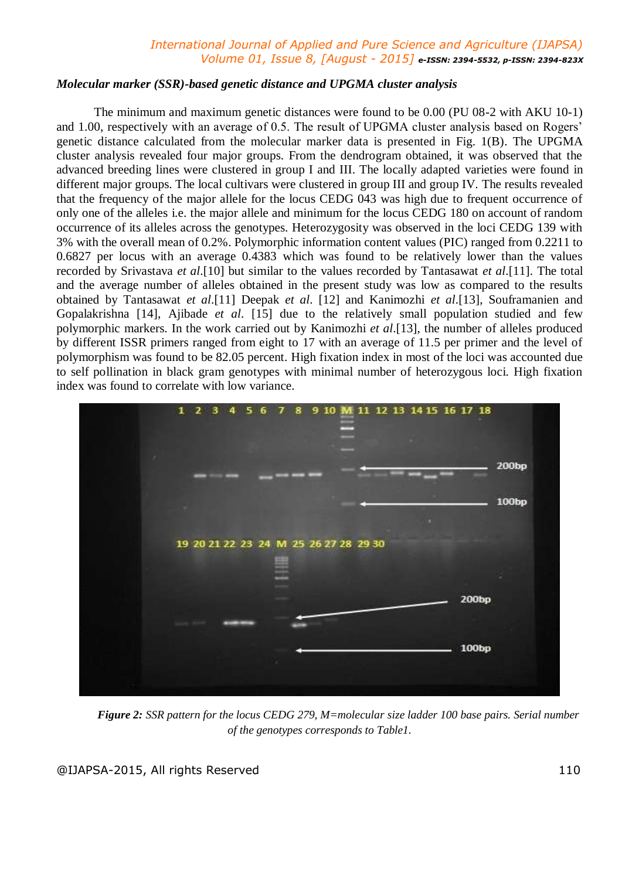### *Molecular marker (SSR)-based genetic distance and UPGMA cluster analysis*

The minimum and maximum genetic distances were found to be 0.00 (PU 08-2 with AKU 10-1) and 1.00, respectively with an average of 0.5. The result of UPGMA cluster analysis based on Rogers' genetic distance calculated from the molecular marker data is presented in Fig. 1(B). The UPGMA cluster analysis revealed four major groups. From the dendrogram obtained, it was observed that the advanced breeding lines were clustered in group I and III. The locally adapted varieties were found in different major groups. The local cultivars were clustered in group III and group IV. The results revealed that the frequency of the major allele for the locus CEDG 043 was high due to frequent occurrence of only one of the alleles i.e. the major allele and minimum for the locus CEDG 180 on account of random occurrence of its alleles across the genotypes. Heterozygosity was observed in the loci CEDG 139 with 3% with the overall mean of 0.2%. Polymorphic information content values (PIC) ranged from 0.2211 to 0.6827 per locus with an average 0.4383 which was found to be relatively lower than the values recorded by Srivastava *et al*.[10] but similar to the values recorded by Tantasawat *et al*.[11]. The total and the average number of alleles obtained in the present study was low as compared to the results obtained by Tantasawat *et al*.[11] Deepak *et al*. [12] and Kanimozhi *et al*.[13], Souframanien and Gopalakrishna [14], Ajibade *et al*. [15] due to the relatively small population studied and few polymorphic markers. In the work carried out by Kanimozhi *et al*.[13], the number of alleles produced by different ISSR primers ranged from eight to 17 with an average of 11.5 per primer and the level of polymorphism was found to be 82.05 percent. High fixation index in most of the loci was accounted due to self pollination in black gram genotypes with minimal number of heterozygous loci. High fixation index was found to correlate with low variance.

***Figure 2:*** *SSR pattern for the locus CEDG 279, M=molecular size ladder 100 base pairs. Serial number of the genotypes corresponds to Table1.*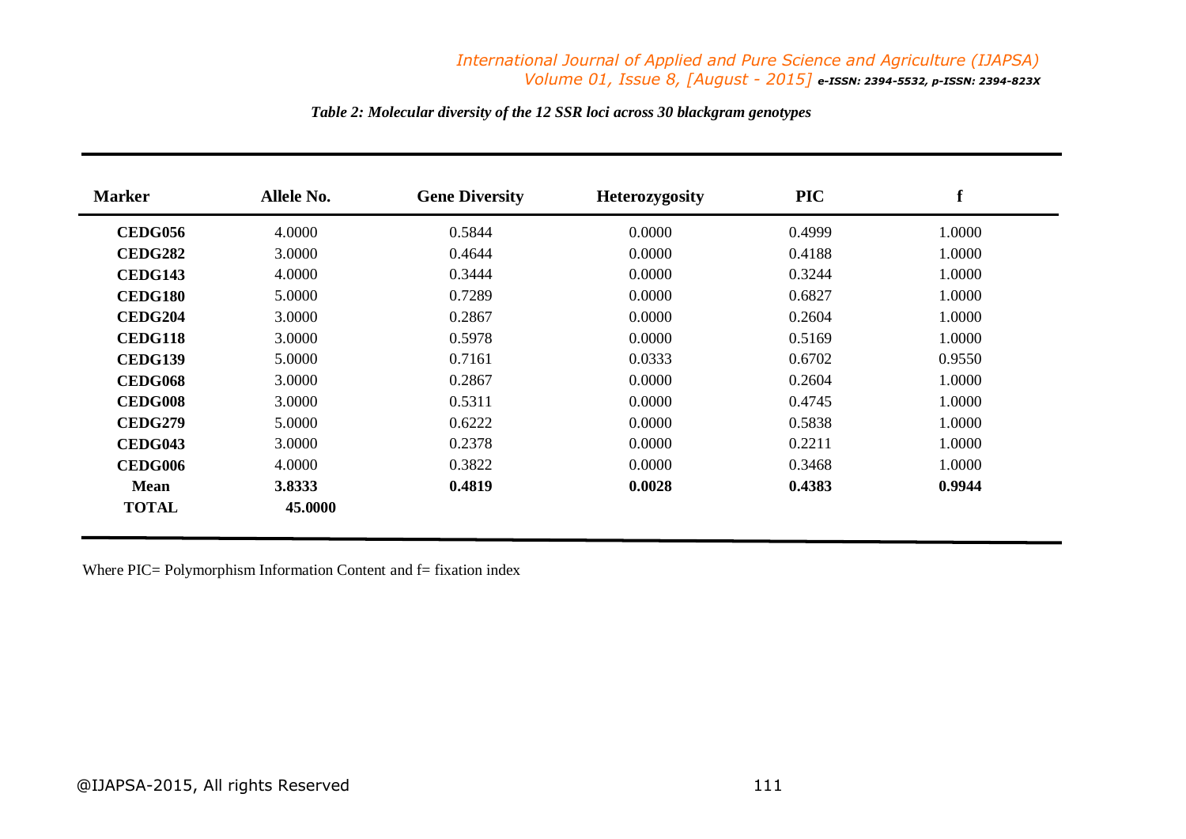*Table 2: Molecular diversity of the 12 SSR loci across 30 blackgram genotypes*

| Marker | Allele No. | Gene Diversity | Heterozygosity | PIC | f |
|---|---|---|---|---|---|
| **CEDG056** | 4.0000 | 0.5844 | 0.0000 | 0.4999 | 1.0000 |
| **CEDG282** | 3.0000 | 0.4644 | 0.0000 | 0.4188 | 1.0000 |
| **CEDG143** | 4.0000 | 0.3444 | 0.0000 | 0.3244 | 1.0000 |
| **CEDG180** | 5.0000 | 0.7289 | 0.0000 | 0.6827 | 1.0000 |
| **CEDG204** | 3.0000 | 0.2867 | 0.0000 | 0.2604 | 1.0000 |
| **CEDG118** | 3.0000 | 0.5978 | 0.0000 | 0.5169 | 1.0000 |
| **CEDG139** | 5.0000 | 0.7161 | 0.0333 | 0.6702 | 0.9550 |
| **CEDG068** | 3.0000 | 0.2867 | 0.0000 | 0.2604 | 1.0000 |
| **CEDG008** | 3.0000 | 0.5311 | 0.0000 | 0.4745 | 1.0000 |
| **CEDG279** | 5.0000 | 0.6222 | 0.0000 | 0.5838 | 1.0000 |
| **CEDG043** | 3.0000 | 0.2378 | 0.0000 | 0.2211 | 1.0000 |
| **CEDG006** | 4.0000 | 0.3822 | 0.0000 | 0.3468 | 1.0000 |
| **Mean** | **3.8333** | **0.4819** | **0.0028** | **0.4383** | **0.9944** |
| **TOTAL** | **45.0000** | | | | |

Where PIC= Polymorphism Information Content and f= fixation index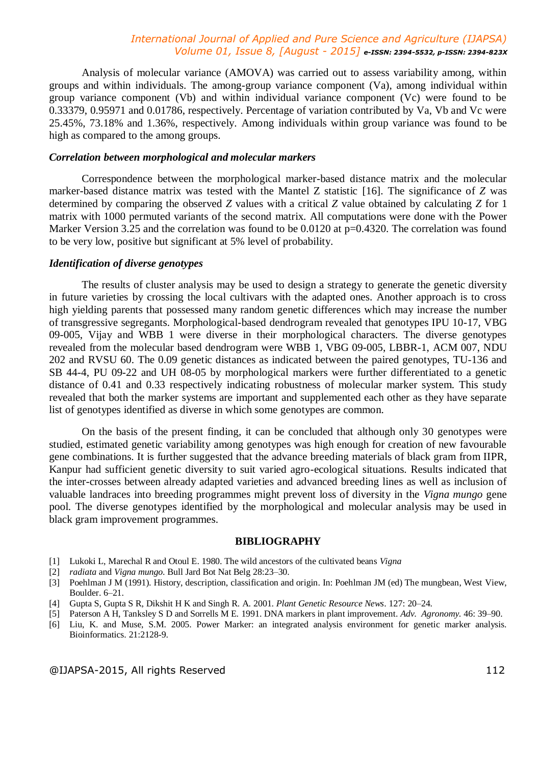Analysis of molecular variance (AMOVA) was carried out to assess variability among, within groups and within individuals. The among-group variance component (Va), among individual within group variance component (Vb) and within individual variance component (Vc) were found to be 0.33379, 0.95971 and 0.01786, respectively. Percentage of variation contributed by Va, Vb and Vc were 25.45%, 73.18% and 1.36%, respectively. Among individuals within group variance was found to be high as compared to the among groups.

### *Correlation between morphological and molecular markers*

Correspondence between the morphological marker-based distance matrix and the molecular marker-based distance matrix was tested with the Mantel Z statistic [16]. The significance of $Z$ was determined by comparing the observed $Z$ values with a critical $Z$ value obtained by calculating $Z$ for 1 matrix with 1000 permuted variants of the second matrix. All computations were done with the Power Marker Version 3.25 and the correlation was found to be 0.0120 at $p=0.4320$. The correlation was found to be very low, positive but significant at 5% level of probability.

### *Identification of diverse genotypes*

The results of cluster analysis may be used to design a strategy to generate the genetic diversity in future varieties by crossing the local cultivars with the adapted ones. Another approach is to cross high yielding parents that possessed many random genetic differences which may increase the number of transgressive segregants. Morphological-based dendrogram revealed that genotypes IPU 10-17, VBG 09-005, Vijay and WBB 1 were diverse in their morphological characters. The diverse genotypes revealed from the molecular based dendrogram were WBB 1, VBG 09-005, LBBR-1, ACM 007, NDU 202 and RVSU 60. The 0.09 genetic distances as indicated between the paired genotypes, TU-136 and SB 44-4, PU 09-22 and UH 08-05 by morphological markers were further differentiated to a genetic distance of 0.41 and 0.33 respectively indicating robustness of molecular marker system. This study revealed that both the marker systems are important and supplemented each other as they have separate list of genotypes identified as diverse in which some genotypes are common.

On the basis of the present finding, it can be concluded that although only 30 genotypes were studied, estimated genetic variability among genotypes was high enough for creation of new favourable gene combinations. It is further suggested that the advance breeding materials of black gram from IIPR, Kanpur had sufficient genetic diversity to suit varied agro-ecological situations. Results indicated that the inter-crosses between already adapted varieties and advanced breeding lines as well as inclusion of valuable landraces into breeding programmes might prevent loss of diversity in the *Vigna mungo* gene pool. The diverse genotypes identified by the morphological and molecular analysis may be used in black gram improvement programmes.

## BIBLIOGRAPHY

[1] Lukoki L, Marechal R and Otoul E. 1980. The wild ancestors of the cultivated beans *Vigna*
[2] *radiata* and *Vigna mungo*. Bull Jard Bot Nat Belg 28:23–30.
[3] Poehlman J M (1991). History, description, classification and origin. In: Poehlman JM (ed) The mungbean, West View, Boulder. 6–21.
[4] Gupta S, Gupta S R, Dikshit H K and Singh R. A. 2001. *Plant Genetic Resource News*. 127: 20–24.
[5] Paterson A H, Tanksley S D and Sorrells M E. 1991. DNA markers in plant improvement. *Adv. Agronomy*. 46: 39–90.
[6] Liu, K. and Muse, S.M. 2005. Power Marker: an integrated analysis environment for genetic marker analysis. Bioinformatics. 21:2128-9.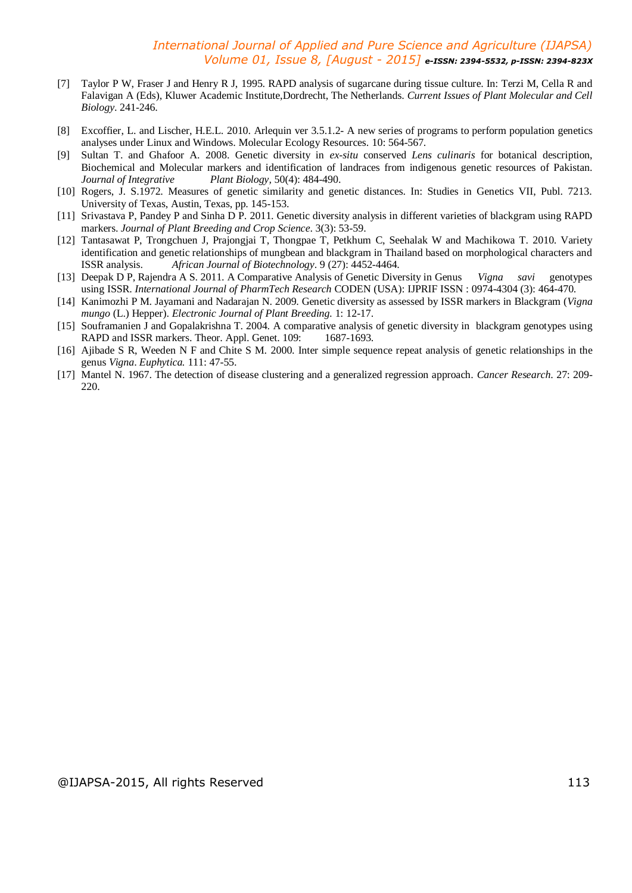[7] Taylor P W, Fraser J and Henry R J, 1995. RAPD analysis of sugarcane during tissue culture. In: Terzi M, Cella R and Falavigan A (Eds), Kluwer Academic Institute,Dordrecht, The Netherlands. *Current Issues of Plant Molecular and Cell Biology*. 241-246.

[8] Excoffier, L. and Lischer, H.E.L. 2010. Arlequin ver 3.5.1.2- A new series of programs to perform population genetics analyses under Linux and Windows. Molecular Ecology Resources. 10: 564-567.

[9] Sultan T. and Ghafoor A. 2008. Genetic diversity in *ex-situ* conserved *Lens culinaris* for botanical description, Biochemical and Molecular markers and identification of landraces from indigenous genetic resources of Pakistan. *Journal of Integrative Plant Biology*, 50(4): 484-490.

[10] Rogers, J. S.1972. Measures of genetic similarity and genetic distances. In: Studies in Genetics VII, Publ. 7213. University of Texas, Austin, Texas, pp. 145-153.

[11] Srivastava P, Pandey P and Sinha D P. 2011. Genetic diversity analysis in different varieties of blackgram using RAPD markers. *Journal of Plant Breeding and Crop Science*. 3(3): 53-59.

[12] Tantasawat P, Trongchuen J, Prajongjai T, Thongpae T, Petkhum C, Seehalak W and Machikowa T. 2010. Variety identification and genetic relationships of mungbean and blackgram in Thailand based on morphological characters and ISSR analysis. *African Journal of Biotechnology*. 9 (27): 4452-4464.

[13] Deepak D P, Rajendra A S. 2011. A Comparative Analysis of Genetic Diversity in Genus *Vigna savi* genotypes using ISSR. *International Journal of PharmTech Research* CODEN (USA): IJPRIF ISSN : 0974-4304 (3): 464-470.

[14] Kanimozhi P M. Jayamani and Nadarajan N. 2009. Genetic diversity as assessed by ISSR markers in Blackgram (*Vigna mungo* (L.) Hepper). *Electronic Journal of Plant Breeding*. 1: 12-17.

[15] Souframanien J and Gopalakrishna T. 2004. A comparative analysis of genetic diversity in blackgram genotypes using RAPD and ISSR markers. Theor. Appl. Genet. 109: 1687-1693.

[16] Ajibade S R, Weeden N F and Chite S M. 2000. Inter simple sequence repeat analysis of genetic relationships in the genus *Vigna*. *Euphytica*. 111: 47-55.

[17] Mantel N. 1967. The detection of disease clustering and a generalized regression approach. *Cancer Research*. 27: 209-220.